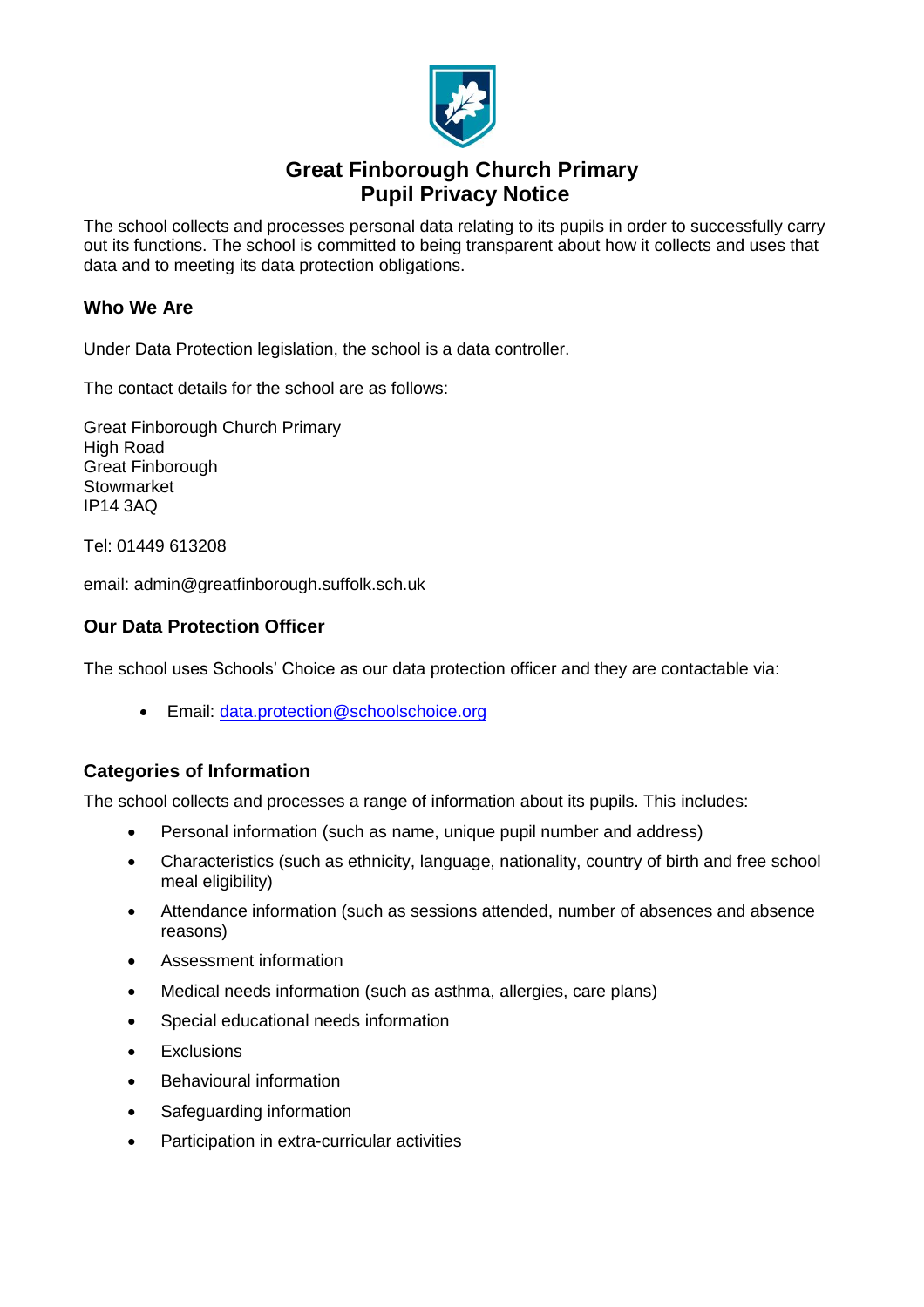# Great Finborough Church Primary
# Pupil Privacy Notice

The school collects and processes personal data relating to its pupils in order to successfully carry out its functions. The school is committed to being transparent about how it collects and uses that data and to meeting its data protection obligations.

## Who We Are

Under Data Protection legislation, the school is a data controller.

The contact details for the school are as follows:

Great Finborough Church Primary
High Road
Great Finborough
Stowmarket
IP14 3AQ

Tel: 01449 613208

email: admin@greatfinborough.suffolk.sch.uk

## Our Data Protection Officer

The school uses Schools' Choice as our data protection officer and they are contactable via:

- Email: data.protection@schoolschoice.org

## Categories of Information

The school collects and processes a range of information about its pupils. This includes:

- Personal information (such as name, unique pupil number and address)
- Characteristics (such as ethnicity, language, nationality, country of birth and free school meal eligibility)
- Attendance information (such as sessions attended, number of absences and absence reasons)
- Assessment information
- Medical needs information (such as asthma, allergies, care plans)
- Special educational needs information
- Exclusions
- Behavioural information
- Safeguarding information
- Participation in extra-curricular activities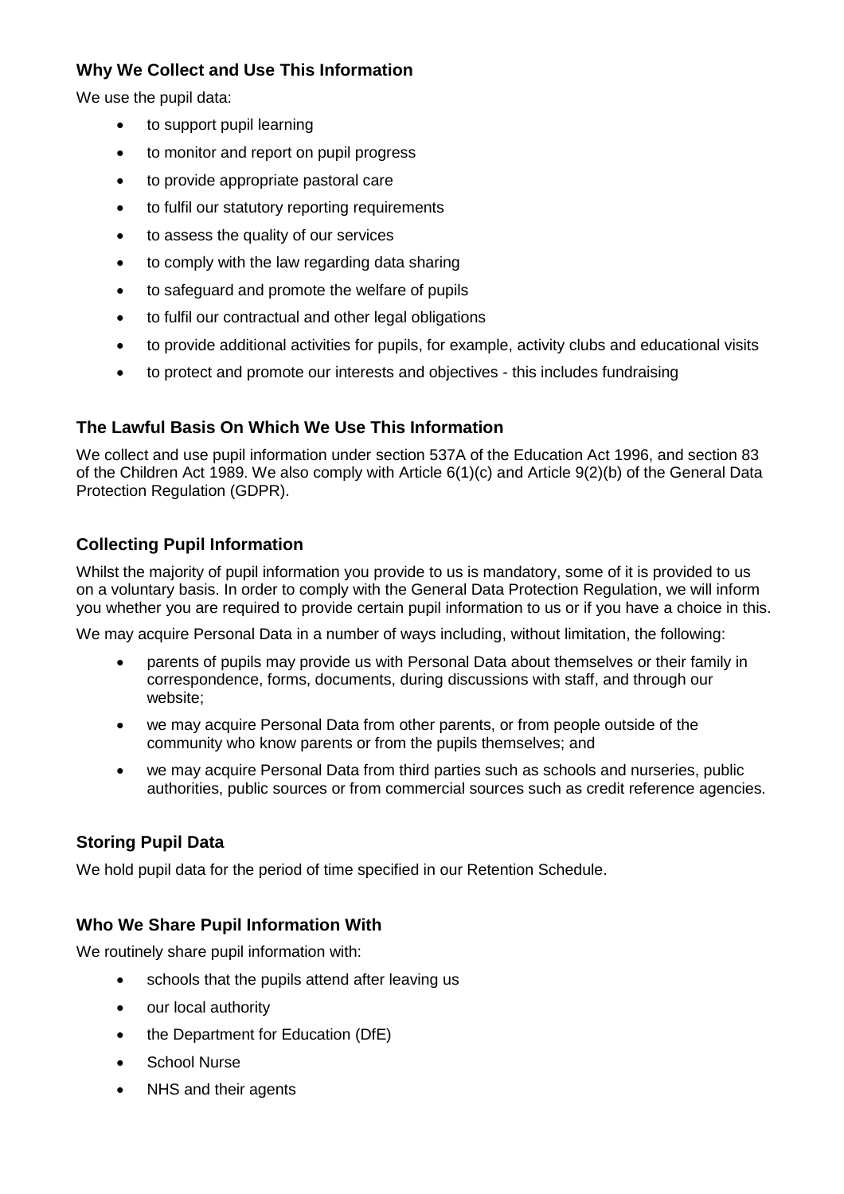### Why We Collect and Use This Information

We use the pupil data:

- to support pupil learning
- to monitor and report on pupil progress
- to provide appropriate pastoral care
- to fulfil our statutory reporting requirements
- to assess the quality of our services
- to comply with the law regarding data sharing
- to safeguard and promote the welfare of pupils
- to fulfil our contractual and other legal obligations
- to provide additional activities for pupils, for example, activity clubs and educational visits
- to protect and promote our interests and objectives - this includes fundraising

### The Lawful Basis On Which We Use This Information

We collect and use pupil information under section 537A of the Education Act 1996, and section 83 of the Children Act 1989. We also comply with Article 6(1)(c) and Article 9(2)(b) of the General Data Protection Regulation (GDPR).

### Collecting Pupil Information

Whilst the majority of pupil information you provide to us is mandatory, some of it is provided to us on a voluntary basis. In order to comply with the General Data Protection Regulation, we will inform you whether you are required to provide certain pupil information to us or if you have a choice in this.

We may acquire Personal Data in a number of ways including, without limitation, the following:

- parents of pupils may provide us with Personal Data about themselves or their family in correspondence, forms, documents, during discussions with staff, and through our website;
- we may acquire Personal Data from other parents, or from people outside of the community who know parents or from the pupils themselves; and
- we may acquire Personal Data from third parties such as schools and nurseries, public authorities, public sources or from commercial sources such as credit reference agencies.

### Storing Pupil Data

We hold pupil data for the period of time specified in our Retention Schedule.

### Who We Share Pupil Information With

We routinely share pupil information with:

- schools that the pupils attend after leaving us
- our local authority
- the Department for Education (DfE)
- School Nurse
- NHS and their agents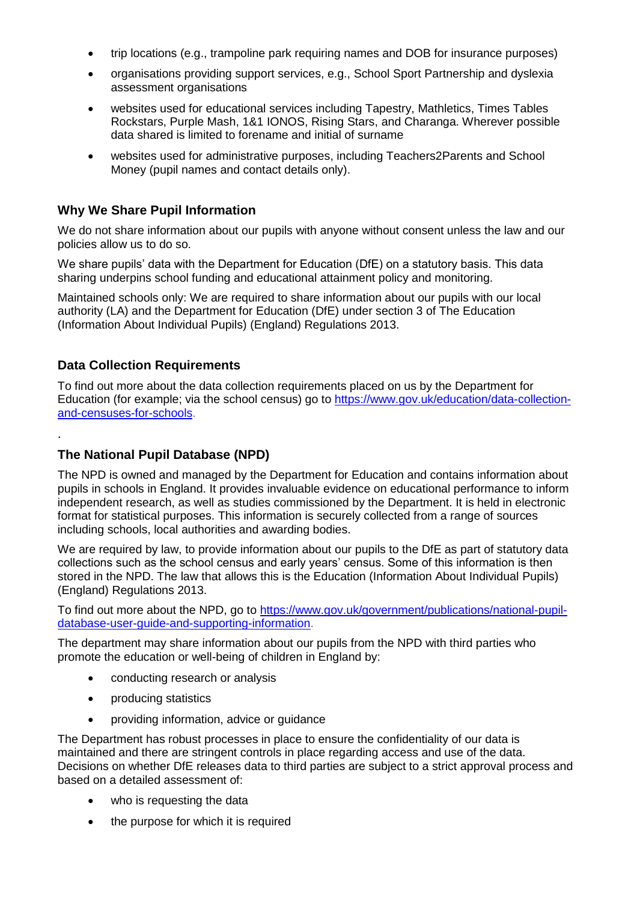- trip locations (e.g., trampoline park requiring names and DOB for insurance purposes)
- organisations providing support services, e.g., School Sport Partnership and dyslexia assessment organisations
- websites used for educational services including Tapestry, Mathletics, Times Tables Rockstars, Purple Mash, 1&1 IONOS, Rising Stars, and Charanga. Wherever possible data shared is limited to forename and initial of surname
- websites used for administrative purposes, including Teachers2Parents and School Money (pupil names and contact details only).

### Why We Share Pupil Information

We do not share information about our pupils with anyone without consent unless the law and our policies allow us to do so.

We share pupils' data with the Department for Education (DfE) on a statutory basis. This data sharing underpins school funding and educational attainment policy and monitoring.

Maintained schools only: We are required to share information about our pupils with our local authority (LA) and the Department for Education (DfE) under section 3 of The Education (Information About Individual Pupils) (England) Regulations 2013.

### Data Collection Requirements

To find out more about the data collection requirements placed on us by the Department for Education (for example; via the school census) go to [https://www.gov.uk/education/data-collection-and-censuses-for-schools](https://www.gov.uk/education/data-collection-and-censuses-for-schools).

.

### The National Pupil Database (NPD)

The NPD is owned and managed by the Department for Education and contains information about pupils in schools in England. It provides invaluable evidence on educational performance to inform independent research, as well as studies commissioned by the Department. It is held in electronic format for statistical purposes. This information is securely collected from a range of sources including schools, local authorities and awarding bodies.

We are required by law, to provide information about our pupils to the DfE as part of statutory data collections such as the school census and early years' census. Some of this information is then stored in the NPD. The law that allows this is the Education (Information About Individual Pupils) (England) Regulations 2013.

To find out more about the NPD, go to [https://www.gov.uk/government/publications/national-pupil-database-user-guide-and-supporting-information](https://www.gov.uk/government/publications/national-pupil-database-user-guide-and-supporting-information).

The department may share information about our pupils from the NPD with third parties who promote the education or well-being of children in England by:

- conducting research or analysis
- producing statistics
- providing information, advice or guidance

The Department has robust processes in place to ensure the confidentiality of our data is maintained and there are stringent controls in place regarding access and use of the data. Decisions on whether DfE releases data to third parties are subject to a strict approval process and based on a detailed assessment of:

- who is requesting the data
- the purpose for which it is required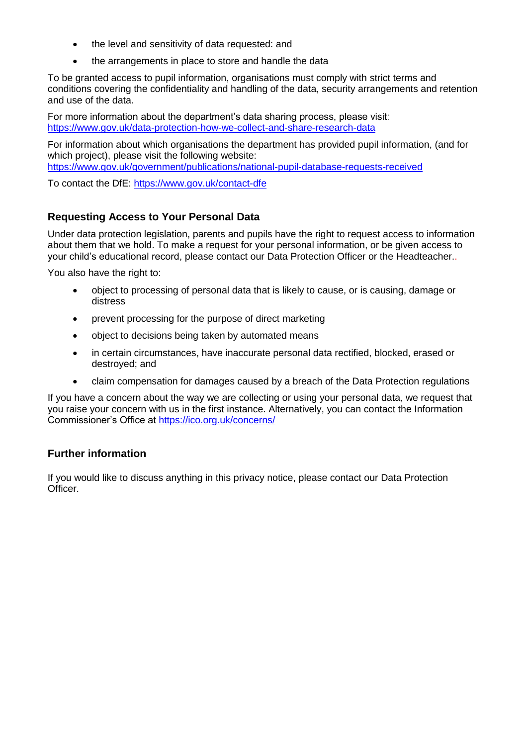- the level and sensitivity of data requested: and
- the arrangements in place to store and handle the data

To be granted access to pupil information, organisations must comply with strict terms and conditions covering the confidentiality and handling of the data, security arrangements and retention and use of the data.

For more information about the department's data sharing process, please visit: https://www.gov.uk/data-protection-how-we-collect-and-share-research-data

For information about which organisations the department has provided pupil information, (and for which project), please visit the following website: https://www.gov.uk/government/publications/national-pupil-database-requests-received

To contact the DfE: https://www.gov.uk/contact-dfe

## Requesting Access to Your Personal Data

Under data protection legislation, parents and pupils have the right to request access to information about them that we hold. To make a request for your personal information, or be given access to your child's educational record, please contact our Data Protection Officer or the Headteacher..

You also have the right to:

- object to processing of personal data that is likely to cause, or is causing, damage or distress
- prevent processing for the purpose of direct marketing
- object to decisions being taken by automated means
- in certain circumstances, have inaccurate personal data rectified, blocked, erased or destroyed; and
- claim compensation for damages caused by a breach of the Data Protection regulations

If you have a concern about the way we are collecting or using your personal data, we request that you raise your concern with us in the first instance. Alternatively, you can contact the Information Commissioner's Office at https://ico.org.uk/concerns/

## Further information

If you would like to discuss anything in this privacy notice, please contact our Data Protection Officer.